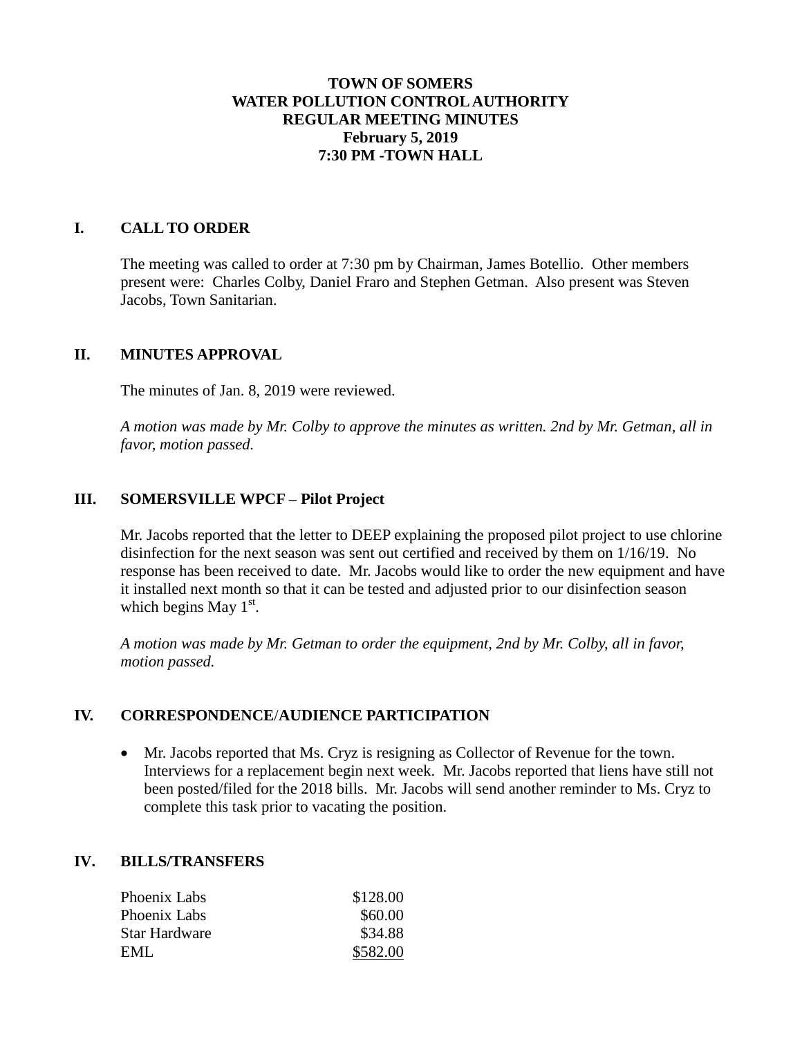# TOWN OF SOMERS
# WATER POLLUTION CONTROL AUTHORITY
# REGULAR MEETING MINUTES
# February 5, 2019
# 7:30 PM -TOWN HALL

## I. CALL TO ORDER

The meeting was called to order at 7:30 pm by Chairman, James Botellio. Other members present were: Charles Colby, Daniel Fraro and Stephen Getman. Also present was Steven Jacobs, Town Sanitarian.

## II. MINUTES APPROVAL

The minutes of Jan. 8, 2019 were reviewed.

*A motion was made by Mr. Colby to approve the minutes as written. 2nd by Mr. Getman, all in favor, motion passed.*

## III. SOMERSVILLE WPCF – Pilot Project

Mr. Jacobs reported that the letter to DEEP explaining the proposed pilot project to use chlorine disinfection for the next season was sent out certified and received by them on 1/16/19. No response has been received to date. Mr. Jacobs would like to order the new equipment and have it installed next month so that it can be tested and adjusted prior to our disinfection season which begins May 1st.

*A motion was made by Mr. Getman to order the equipment, 2nd by Mr. Colby, all in favor, motion passed.*

## IV. CORRESPONDENCE/AUDIENCE PARTICIPATION

- Mr. Jacobs reported that Ms. Cryz is resigning as Collector of Revenue for the town. Interviews for a replacement begin next week. Mr. Jacobs reported that liens have still not been posted/filed for the 2018 bills. Mr. Jacobs will send another reminder to Ms. Cryz to complete this task prior to vacating the position.

## IV. BILLS/TRANSFERS

| | |
|---|---:|
| Phoenix Labs | \$128.00 |
| Phoenix Labs | \$60.00 |
| Star Hardware | \$34.88 |
| EML | \$582.00 |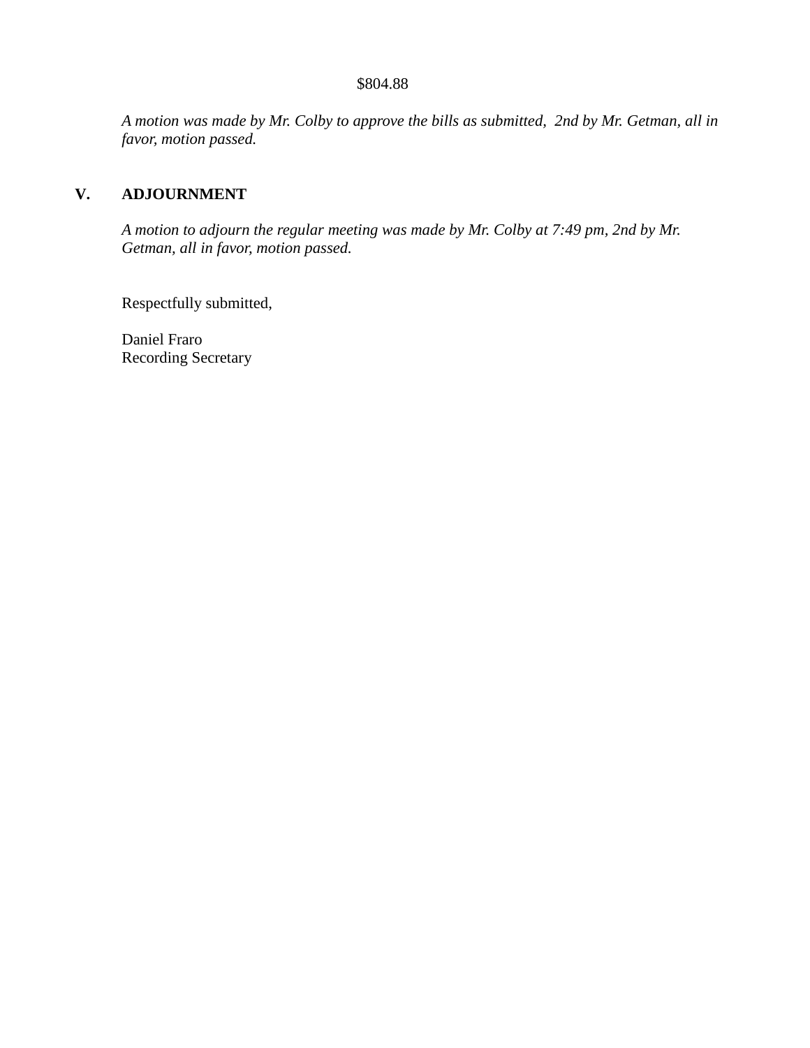$804.88

*A motion was made by Mr. Colby to approve the bills as submitted, 2nd by Mr. Getman, all in favor, motion passed.*

## V. ADJOURNMENT

*A motion to adjourn the regular meeting was made by Mr. Colby at 7:49 pm, 2nd by Mr. Getman, all in favor, motion passed.*

Respectfully submitted,

Daniel Fraro
Recording Secretary